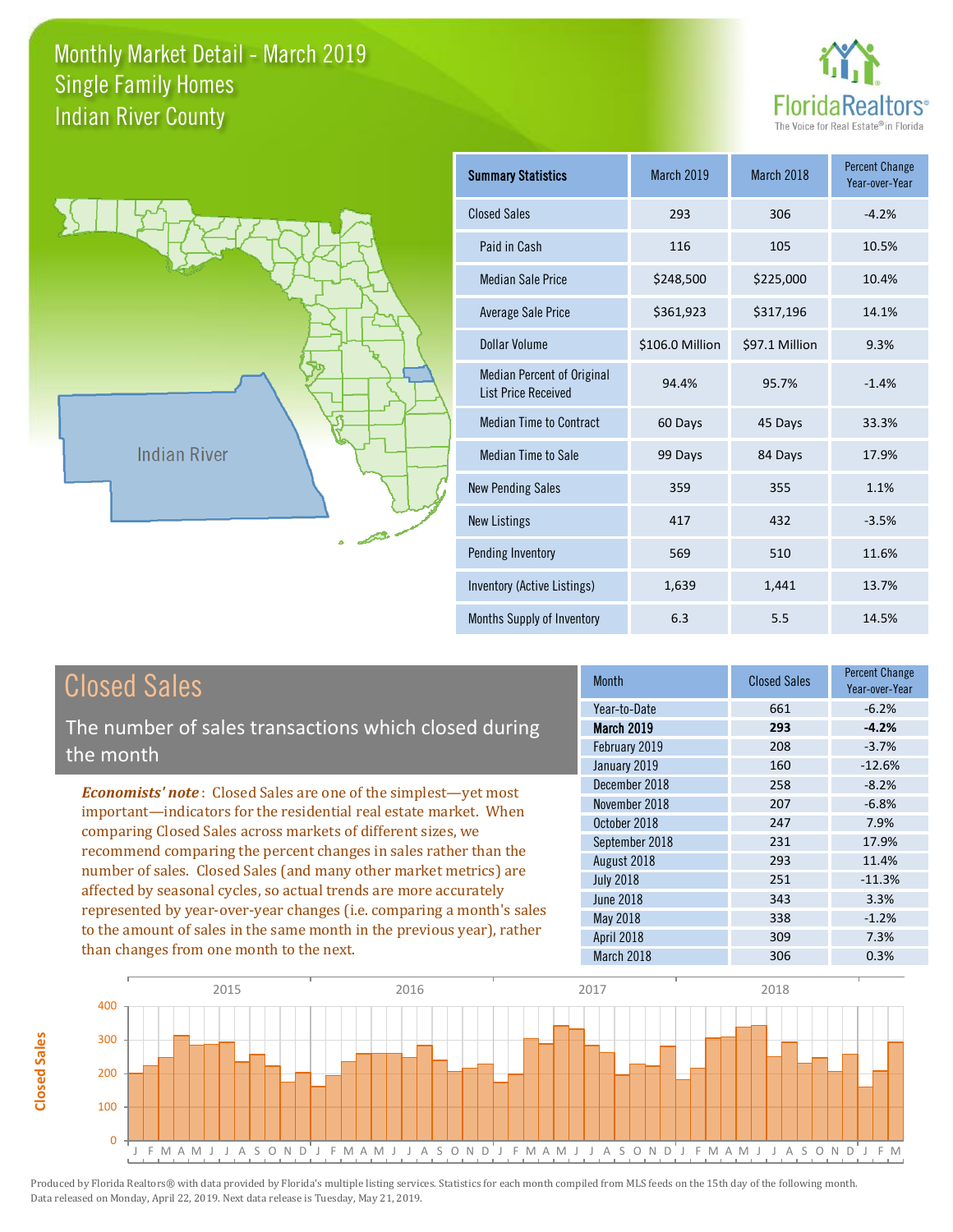# Monthly Market Detail - March 2019
## Single Family Homes
## Indian River County

FloridaRealtors®
The Voice for Real Estate® in Florida

Indian River

| Summary Statistics | March 2019 | March 2018 | Percent Change Year-over-Year |
|---|---|---|---|
| Closed Sales | 293 | 306 | -4.2% |
| Paid in Cash | 116 | 105 | 10.5% |
| Median Sale Price | $248,500 | $225,000 | 10.4% |
| Average Sale Price | $361,923 | $317,196 | 14.1% |
| Dollar Volume | $106.0 Million | $97.1 Million | 9.3% |
| Median Percent of Original List Price Received | 94.4% | 95.7% | -1.4% |
| Median Time to Contract | 60 Days | 45 Days | 33.3% |
| Median Time to Sale | 99 Days | 84 Days | 17.9% |
| New Pending Sales | 359 | 355 | 1.1% |
| New Listings | 417 | 432 | -3.5% |
| Pending Inventory | 569 | 510 | 11.6% |
| Inventory (Active Listings) | 1,639 | 1,441 | 13.7% |
| Months Supply of Inventory | 6.3 | 5.5 | 14.5% |

## Closed Sales

The number of sales transactions which closed during the month

***Economists' note***: Closed Sales are one of the simplest—yet most important—indicators for the residential real estate market. When comparing Closed Sales across markets of different sizes, we recommend comparing the percent changes in sales rather than the number of sales. Closed Sales (and many other market metrics) are affected by seasonal cycles, so actual trends are more accurately represented by year-over-year changes (i.e. comparing a month's sales to the amount of sales in the same month in the previous year), rather than changes from one month to the next.

| Month | Closed Sales | Percent Change Year-over-Year |
|---|---|---|
| Year-to-Date | 661 | -6.2% |
| **March 2019** | **293** | **-4.2%** |
| February 2019 | 208 | -3.7% |
| January 2019 | 160 | -12.6% |
| December 2018 | 258 | -8.2% |
| November 2018 | 207 | -6.8% |
| October 2018 | 247 | 7.9% |
| September 2018 | 231 | 17.9% |
| August 2018 | 293 | 11.4% |
| July 2018 | 251 | -11.3% |
| June 2018 | 343 | 3.3% |
| May 2018 | 338 | -1.2% |
| April 2018 | 309 | 7.3% |
| March 2018 | 306 | 0.3% |

Produced by Florida Realtors® with data provided by Florida's multiple listing services. Statistics for each month compiled from MLS feeds on the 15th day of the following month. Data released on Monday, April 22, 2019. Next data release is Tuesday, May 21, 2019.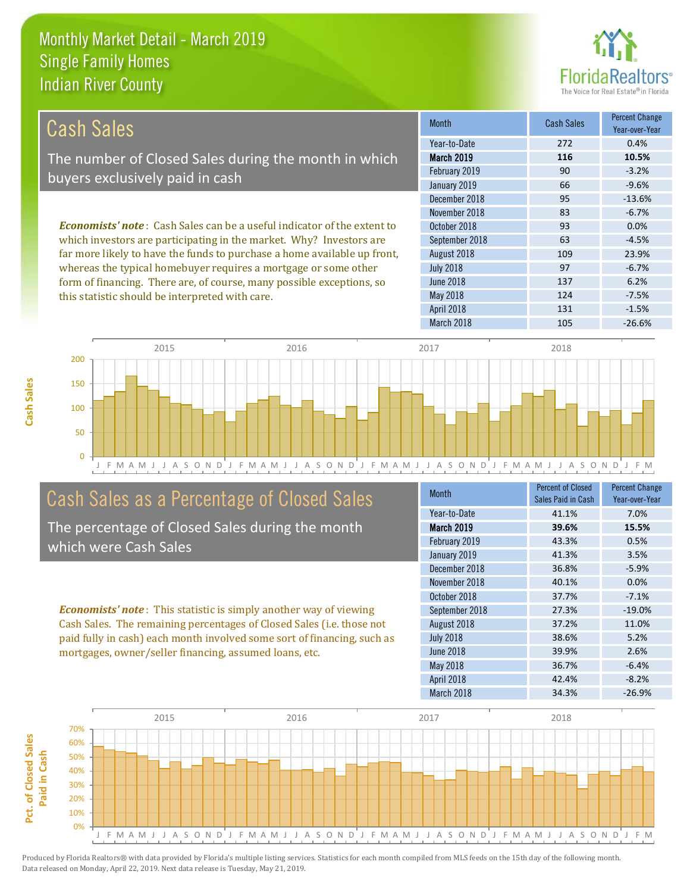# Monthly Market Detail - March 2019
## Single Family Homes
## Indian River County

## Cash Sales

The number of Closed Sales during the month in which buyers exclusively paid in cash

*Economists' note*: Cash Sales can be a useful indicator of the extent to which investors are participating in the market. Why? Investors are far more likely to have the funds to purchase a home available up front, whereas the typical homebuyer requires a mortgage or some other form of financing. There are, of course, many possible exceptions, so this statistic should be interpreted with care.

| Month | Cash Sales | Percent Change Year-over-Year |
|---|---|---|
| Year-to-Date | 272 | 0.4% |
| **March 2019** | **116** | **10.5%** |
| February 2019 | 90 | -3.2% |
| January 2019 | 66 | -9.6% |
| December 2018 | 95 | -13.6% |
| November 2018 | 83 | -6.7% |
| October 2018 | 93 | 0.0% |
| September 2018 | 63 | -4.5% |
| August 2018 | 109 | 23.9% |
| July 2018 | 97 | -6.7% |
| June 2018 | 137 | 6.2% |
| May 2018 | 124 | -7.5% |
| April 2018 | 131 | -1.5% |
| March 2018 | 105 | -26.6% |

## Cash Sales as a Percentage of Closed Sales

The percentage of Closed Sales during the month which were Cash Sales

*Economists' note*: This statistic is simply another way of viewing Cash Sales. The remaining percentages of Closed Sales (i.e. those not paid fully in cash) each month involved some sort of financing, such as mortgages, owner/seller financing, assumed loans, etc.

| Month | Percent of Closed Sales Paid in Cash | Percent Change Year-over-Year |
|---|---|---|
| Year-to-Date | 41.1% | 7.0% |
| **March 2019** | **39.6%** | **15.5%** |
| February 2019 | 43.3% | 0.5% |
| January 2019 | 41.3% | 3.5% |
| December 2018 | 36.8% | -5.9% |
| November 2018 | 40.1% | 0.0% |
| October 2018 | 37.7% | -7.1% |
| September 2018 | 27.3% | -19.0% |
| August 2018 | 37.2% | 11.0% |
| July 2018 | 38.6% | 5.2% |
| June 2018 | 39.9% | 2.6% |
| May 2018 | 36.7% | -6.4% |
| April 2018 | 42.4% | -8.2% |
| March 2018 | 34.3% | -26.9% |

Produced by Florida Realtors® with data provided by Florida's multiple listing services. Statistics for each month compiled from MLS feeds on the 15th day of the following month. Data released on Monday, April 22, 2019. Next data release is Tuesday, May 21, 2019.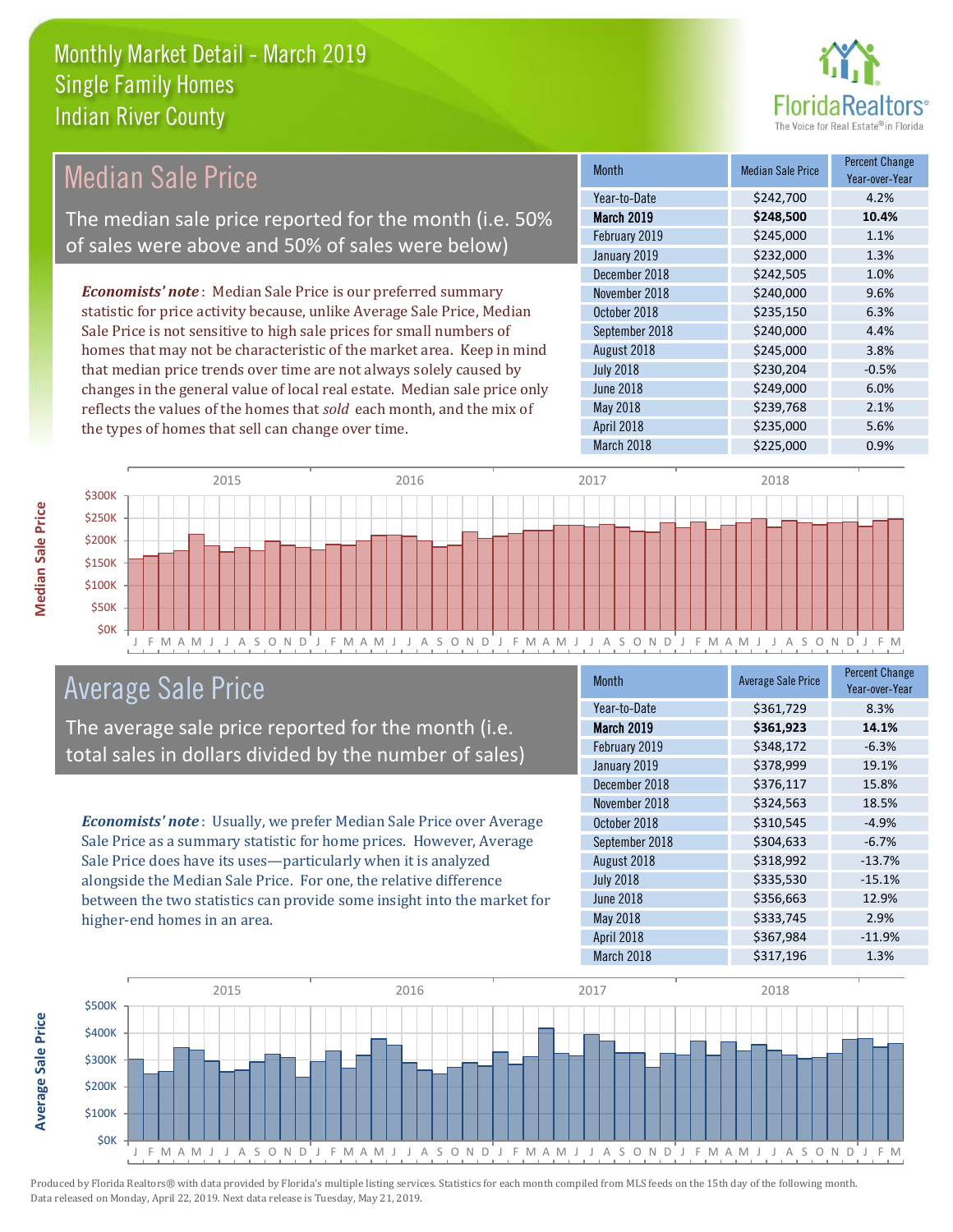# Monthly Market Detail - March 2019
## Single Family Homes
## Indian River County

## Median Sale Price

The median sale price reported for the month (i.e. 50% of sales were above and 50% of sales were below)

***Economists' note***: Median Sale Price is our preferred summary statistic for price activity because, unlike Average Sale Price, Median Sale Price is not sensitive to high sale prices for small numbers of homes that may not be characteristic of the market area. Keep in mind that median price trends over time are not always solely caused by changes in the general value of local real estate. Median sale price only reflects the values of the homes that *sold* each month, and the mix of the types of homes that sell can change over time.

| Month | Median Sale Price | Percent Change Year-over-Year |
|---|---|---|
| Year-to-Date | $242,700 | 4.2% |
| **March 2019** | **$248,500** | **10.4%** |
| February 2019 | $245,000 | 1.1% |
| January 2019 | $232,000 | 1.3% |
| December 2018 | $242,505 | 1.0% |
| November 2018 | $240,000 | 9.6% |
| October 2018 | $235,150 | 6.3% |
| September 2018 | $240,000 | 4.4% |
| August 2018 | $245,000 | 3.8% |
| July 2018 | $230,204 | -0.5% |
| June 2018 | $249,000 | 6.0% |
| May 2018 | $239,768 | 2.1% |
| April 2018 | $235,000 | 5.6% |
| March 2018 | $225,000 | 0.9% |

## Average Sale Price

The average sale price reported for the month (i.e. total sales in dollars divided by the number of sales)

***Economists' note***: Usually, we prefer Median Sale Price over Average Sale Price as a summary statistic for home prices. However, Average Sale Price does have its uses—particularly when it is analyzed alongside the Median Sale Price. For one, the relative difference between the two statistics can provide some insight into the market for higher-end homes in an area.

| Month | Average Sale Price | Percent Change Year-over-Year |
|---|---|---|
| Year-to-Date | $361,729 | 8.3% |
| **March 2019** | **$361,923** | **14.1%** |
| February 2019 | $348,172 | -6.3% |
| January 2019 | $378,999 | 19.1% |
| December 2018 | $376,117 | 15.8% |
| November 2018 | $324,563 | 18.5% |
| October 2018 | $310,545 | -4.9% |
| September 2018 | $304,633 | -6.7% |
| August 2018 | $318,992 | -13.7% |
| July 2018 | $335,530 | -15.1% |
| June 2018 | $356,663 | 12.9% |
| May 2018 | $333,745 | 2.9% |
| April 2018 | $367,984 | -11.9% |
| March 2018 | $317,196 | 1.3% |

Produced by Florida Realtors® with data provided by Florida's multiple listing services. Statistics for each month compiled from MLS feeds on the 15th day of the following month. Data released on Monday, April 22, 2019. Next data release is Tuesday, May 21, 2019.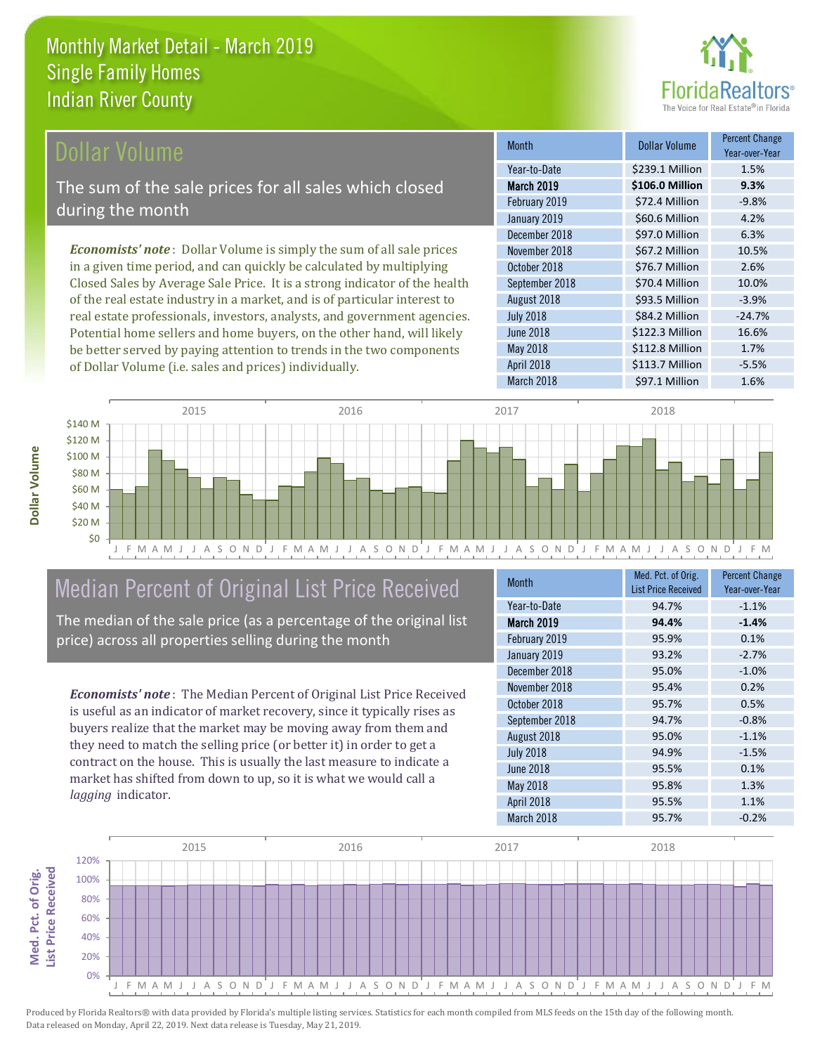# Monthly Market Detail - March 2019
## Single Family Homes
## Indian River County

## Dollar Volume

The sum of the sale prices for all sales which closed during the month

*Economists' note*: Dollar Volume is simply the sum of all sale prices in a given time period, and can quickly be calculated by multiplying Closed Sales by Average Sale Price. It is a strong indicator of the health of the real estate industry in a market, and is of particular interest to real estate professionals, investors, analysts, and government agencies. Potential home sellers and home buyers, on the other hand, will likely be better served by paying attention to trends in the two components of Dollar Volume (i.e. sales and prices) individually.

| Month | Dollar Volume | Percent Change Year-over-Year |
|---|---|---|
| Year-to-Date | $239.1 Million | 1.5% |
| **March 2019** | **$106.0 Million** | **9.3%** |
| February 2019 | $72.4 Million | -9.8% |
| January 2019 | $60.6 Million | 4.2% |
| December 2018 | $97.0 Million | 6.3% |
| November 2018 | $67.2 Million | 10.5% |
| October 2018 | $76.7 Million | 2.6% |
| September 2018 | $70.4 Million | 10.0% |
| August 2018 | $93.5 Million | -3.9% |
| July 2018 | $84.2 Million | -24.7% |
| June 2018 | $122.3 Million | 16.6% |
| May 2018 | $112.8 Million | 1.7% |
| April 2018 | $113.7 Million | -5.5% |
| March 2018 | $97.1 Million | 1.6% |

## Median Percent of Original List Price Received

The median of the sale price (as a percentage of the original list price) across all properties selling during the month

*Economists' note*: The Median Percent of Original List Price Received is useful as an indicator of market recovery, since it typically rises as buyers realize that the market may be moving away from them and they need to match the selling price (or better it) in order to get a contract on the house. This is usually the last measure to indicate a market has shifted from down to up, so it is what we would call a *lagging* indicator.

| Month | Med. Pct. of Orig. List Price Received | Percent Change Year-over-Year |
|---|---|---|
| Year-to-Date | 94.7% | -1.1% |
| **March 2019** | **94.4%** | **-1.4%** |
| February 2019 | 95.9% | 0.1% |
| January 2019 | 93.2% | -2.7% |
| December 2018 | 95.0% | -1.0% |
| November 2018 | 95.4% | 0.2% |
| October 2018 | 95.7% | 0.5% |
| September 2018 | 94.7% | -0.8% |
| August 2018 | 95.0% | -1.1% |
| July 2018 | 94.9% | -1.5% |
| June 2018 | 95.5% | 0.1% |
| May 2018 | 95.8% | 1.3% |
| April 2018 | 95.5% | 1.1% |
| March 2018 | 95.7% | -0.2% |

Produced by Florida Realtors® with data provided by Florida's multiple listing services. Statistics for each month compiled from MLS feeds on the 15th day of the following month. Data released on Monday, April 22, 2019. Next data release is Tuesday, May 21, 2019.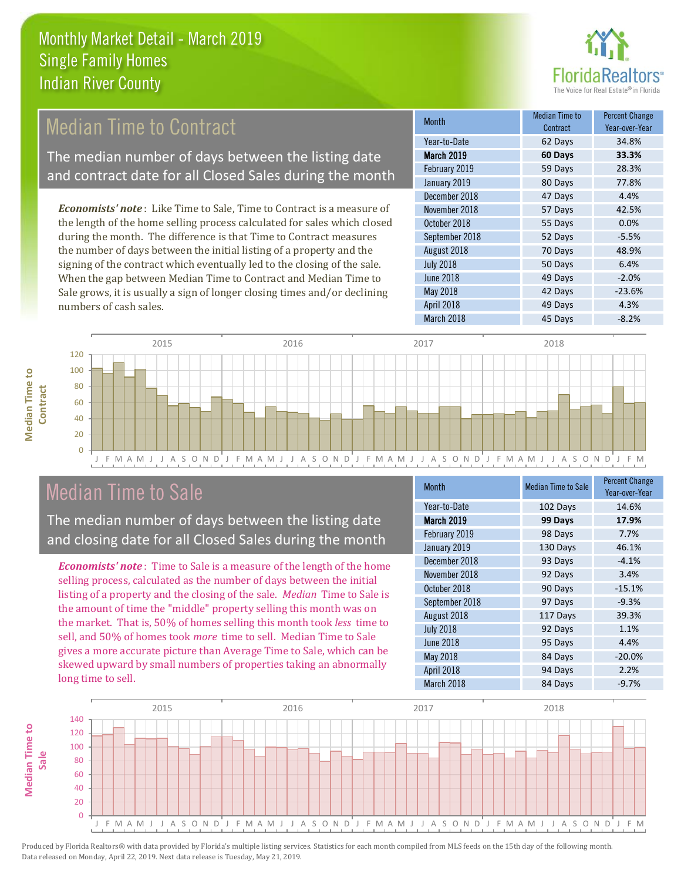# Monthly Market Detail - March 2019
## Single Family Homes
## Indian River County

## Median Time to Contract

The median number of days between the listing date and contract date for all Closed Sales during the month

***Economists' note***: Like Time to Sale, Time to Contract is a measure of the length of the home selling process calculated for sales which closed during the month. The difference is that Time to Contract measures the number of days between the initial listing of a property and the signing of the contract which eventually led to the closing of the sale. When the gap between Median Time to Contract and Median Time to Sale grows, it is usually a sign of longer closing times and/or declining numbers of cash sales.

| Month | Median Time to Contract | Percent Change Year-over-Year |
|---|---|---|
| Year-to-Date | 62 Days | 34.8% |
| **March 2019** | **60 Days** | **33.3%** |
| February 2019 | 59 Days | 28.3% |
| January 2019 | 80 Days | 77.8% |
| December 2018 | 47 Days | 4.4% |
| November 2018 | 57 Days | 42.5% |
| October 2018 | 55 Days | 0.0% |
| September 2018 | 52 Days | -5.5% |
| August 2018 | 70 Days | 48.9% |
| July 2018 | 50 Days | 6.4% |
| June 2018 | 49 Days | -2.0% |
| May 2018 | 42 Days | -23.6% |
| April 2018 | 49 Days | 4.3% |
| March 2018 | 45 Days | -8.2% |

## Median Time to Sale

The median number of days between the listing date and closing date for all Closed Sales during the month

***Economists' note***: Time to Sale is a measure of the length of the home selling process, calculated as the number of days between the initial listing of a property and the closing of the sale. *Median* Time to Sale is the amount of time the "middle" property selling this month was on the market. That is, 50% of homes selling this month took *less* time to sell, and 50% of homes took *more* time to sell. Median Time to Sale gives a more accurate picture than Average Time to Sale, which can be skewed upward by small numbers of properties taking an abnormally long time to sell.

| Month | Median Time to Sale | Percent Change Year-over-Year |
|---|---|---|
| Year-to-Date | 102 Days | 14.6% |
| **March 2019** | **99 Days** | **17.9%** |
| February 2019 | 98 Days | 7.7% |
| January 2019 | 130 Days | 46.1% |
| December 2018 | 93 Days | -4.1% |
| November 2018 | 92 Days | 3.4% |
| October 2018 | 90 Days | -15.1% |
| September 2018 | 97 Days | -9.3% |
| August 2018 | 117 Days | 39.3% |
| July 2018 | 92 Days | 1.1% |
| June 2018 | 95 Days | 4.4% |
| May 2018 | 84 Days | -20.0% |
| April 2018 | 94 Days | 2.2% |
| March 2018 | 84 Days | -9.7% |

Produced by Florida Realtors® with data provided by Florida's multiple listing services. Statistics for each month compiled from MLS feeds on the 15th day of the following month. Data released on Monday, April 22, 2019. Next data release is Tuesday, May 21, 2019.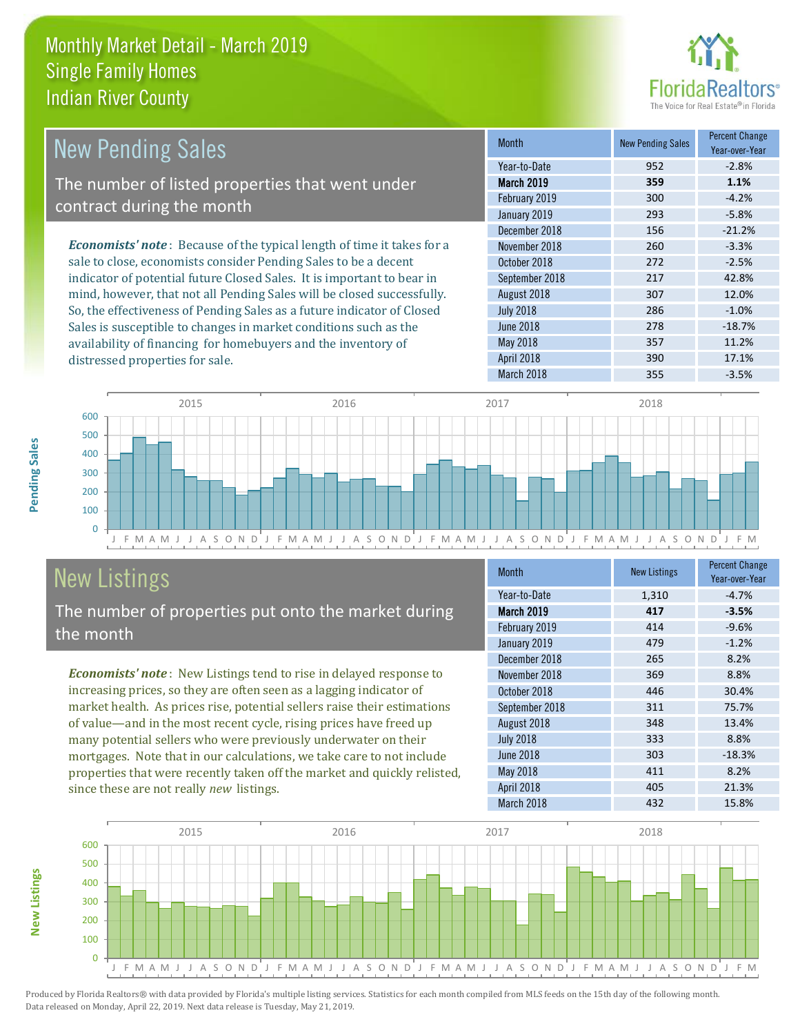# Monthly Market Detail - March 2019
## Single Family Homes
## Indian River County

## New Pending Sales

The number of listed properties that went under contract during the month

*Economists' note*: Because of the typical length of time it takes for a sale to close, economists consider Pending Sales to be a decent indicator of potential future Closed Sales. It is important to bear in mind, however, that not all Pending Sales will be closed successfully. So, the effectiveness of Pending Sales as a future indicator of Closed Sales is susceptible to changes in market conditions such as the availability of financing for homebuyers and the inventory of distressed properties for sale.

| Month | New Pending Sales | Percent Change Year-over-Year |
|---|---|---|
| Year-to-Date | 952 | -2.8% |
| **March 2019** | **359** | **1.1%** |
| February 2019 | 300 | -4.2% |
| January 2019 | 293 | -5.8% |
| December 2018 | 156 | -21.2% |
| November 2018 | 260 | -3.3% |
| October 2018 | 272 | -2.5% |
| September 2018 | 217 | 42.8% |
| August 2018 | 307 | 12.0% |
| July 2018 | 286 | -1.0% |
| June 2018 | 278 | -18.7% |
| May 2018 | 357 | 11.2% |
| April 2018 | 390 | 17.1% |
| March 2018 | 355 | -3.5% |

## New Listings

The number of properties put onto the market during the month

*Economists' note*: New Listings tend to rise in delayed response to increasing prices, so they are often seen as a lagging indicator of market health. As prices rise, potential sellers raise their estimations of value—and in the most recent cycle, rising prices have freed up many potential sellers who were previously underwater on their mortgages. Note that in our calculations, we take care to not include properties that were recently taken off the market and quickly relisted, since these are not really *new* listings.

| Month | New Listings | Percent Change Year-over-Year |
|---|---|---|
| Year-to-Date | 1,310 | -4.7% |
| **March 2019** | **417** | **-3.5%** |
| February 2019 | 414 | -9.6% |
| January 2019 | 479 | -1.2% |
| December 2018 | 265 | 8.2% |
| November 2018 | 369 | 8.8% |
| October 2018 | 446 | 30.4% |
| September 2018 | 311 | 75.7% |
| August 2018 | 348 | 13.4% |
| July 2018 | 333 | 8.8% |
| June 2018 | 303 | -18.3% |
| May 2018 | 411 | 8.2% |
| April 2018 | 405 | 21.3% |
| March 2018 | 432 | 15.8% |

Produced by Florida Realtors® with data provided by Florida's multiple listing services. Statistics for each month compiled from MLS feeds on the 15th day of the following month. Data released on Monday, April 22, 2019. Next data release is Tuesday, May 21, 2019.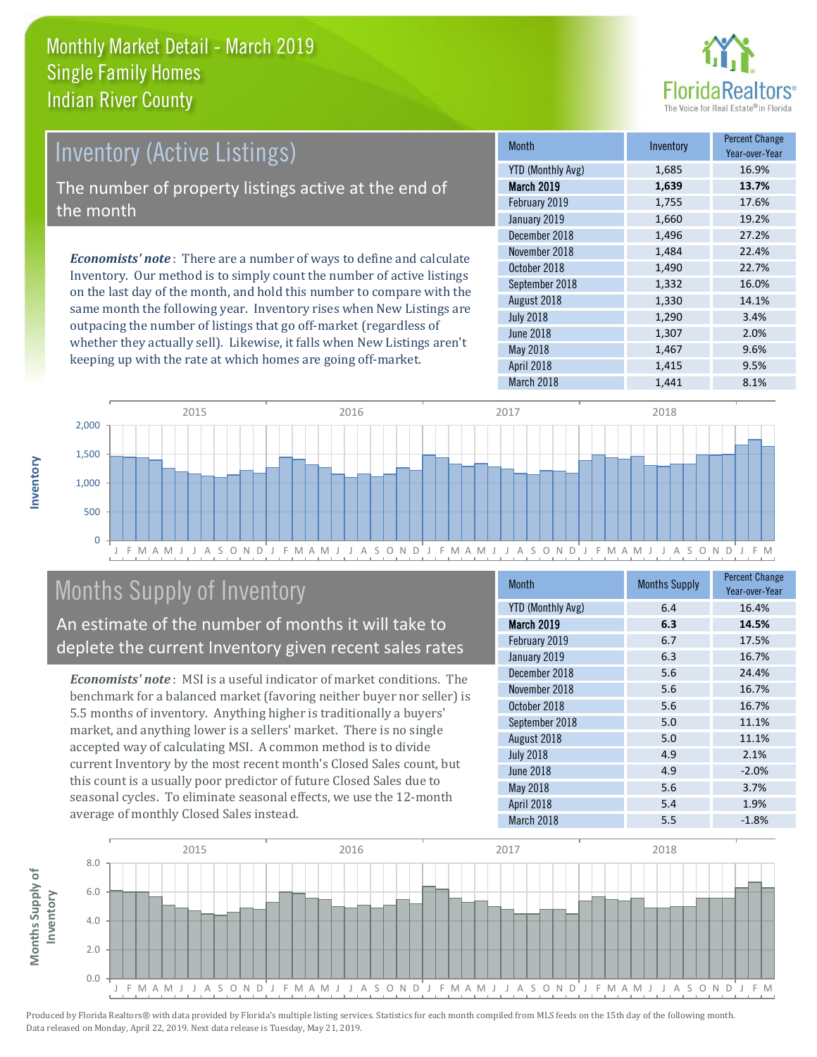# Monthly Market Detail - March 2019
## Single Family Homes
## Indian River County

## Inventory (Active Listings)

The number of property listings active at the end of the month

***Economists' note***: There are a number of ways to define and calculate Inventory. Our method is to simply count the number of active listings on the last day of the month, and hold this number to compare with the same month the following year. Inventory rises when New Listings are outpacing the number of listings that go off-market (regardless of whether they actually sell). Likewise, it falls when New Listings aren't keeping up with the rate at which homes are going off-market.

| Month | Inventory | Percent Change Year-over-Year |
|---|---|---|
| YTD (Monthly Avg) | 1,685 | 16.9% |
| **March 2019** | **1,639** | **13.7%** |
| February 2019 | 1,755 | 17.6% |
| January 2019 | 1,660 | 19.2% |
| December 2018 | 1,496 | 27.2% |
| November 2018 | 1,484 | 22.4% |
| October 2018 | 1,490 | 22.7% |
| September 2018 | 1,332 | 16.0% |
| August 2018 | 1,330 | 14.1% |
| July 2018 | 1,290 | 3.4% |
| June 2018 | 1,307 | 2.0% |
| May 2018 | 1,467 | 9.6% |
| April 2018 | 1,415 | 9.5% |
| March 2018 | 1,441 | 8.1% |

## Months Supply of Inventory

An estimate of the number of months it will take to deplete the current Inventory given recent sales rates

***Economists' note***: MSI is a useful indicator of market conditions. The benchmark for a balanced market (favoring neither buyer nor seller) is 5.5 months of inventory. Anything higher is traditionally a buyers' market, and anything lower is a sellers' market. There is no single accepted way of calculating MSI. A common method is to divide current Inventory by the most recent month's Closed Sales count, but this count is a usually poor predictor of future Closed Sales due to seasonal cycles. To eliminate seasonal effects, we use the 12-month average of monthly Closed Sales instead.

| Month | Months Supply | Percent Change Year-over-Year |
|---|---|---|
| YTD (Monthly Avg) | 6.4 | 16.4% |
| **March 2019** | **6.3** | **14.5%** |
| February 2019 | 6.7 | 17.5% |
| January 2019 | 6.3 | 16.7% |
| December 2018 | 5.6 | 24.4% |
| November 2018 | 5.6 | 16.7% |
| October 2018 | 5.6 | 16.7% |
| September 2018 | 5.0 | 11.1% |
| August 2018 | 5.0 | 11.1% |
| July 2018 | 4.9 | 2.1% |
| June 2018 | 4.9 | -2.0% |
| May 2018 | 5.6 | 3.7% |
| April 2018 | 5.4 | 1.9% |
| March 2018 | 5.5 | -1.8% |

Produced by Florida Realtors® with data provided by Florida's multiple listing services. Statistics for each month compiled from MLS feeds on the 15th day of the following month. Data released on Monday, April 22, 2019. Next data release is Tuesday, May 21, 2019.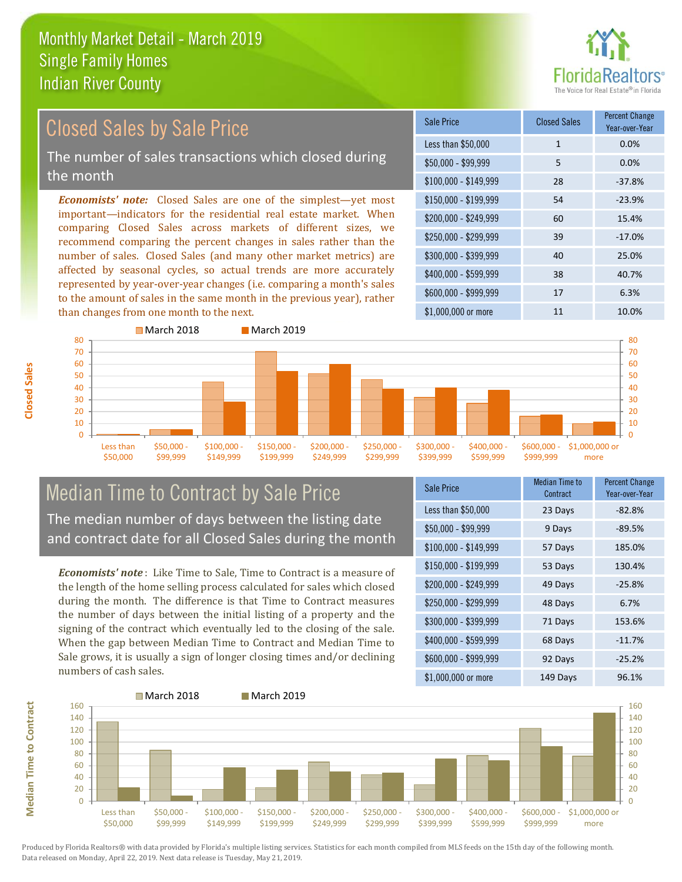# Monthly Market Detail - March 2019
## Single Family Homes
## Indian River County

## Closed Sales by Sale Price

The number of sales transactions which closed during the month

***Economists' note:*** Closed Sales are one of the simplest—yet most important—indicators for the residential real estate market. When comparing Closed Sales across markets of different sizes, we recommend comparing the percent changes in sales rather than the number of sales. Closed Sales (and many other market metrics) are affected by seasonal cycles, so actual trends are more accurately represented by year-over-year changes (i.e. comparing a month's sales to the amount of sales in the same month in the previous year), rather than changes from one month to the next.

| Sale Price | Closed Sales | Percent Change Year-over-Year |
|---|---|---|
| Less than $50,000 | 1 | 0.0% |
| $50,000 - $99,999 | 5 | 0.0% |
| $100,000 - $149,999 | 28 | -37.8% |
| $150,000 - $199,999 | 54 | -23.9% |
| $200,000 - $249,999 | 60 | 15.4% |
| $250,000 - $299,999 | 39 | -17.0% |
| $300,000 - $399,999 | 40 | 25.0% |
| $400,000 - $599,999 | 38 | 40.7% |
| $600,000 - $999,999 | 17 | 6.3% |
| $1,000,000 or more | 11 | 10.0% |

## Median Time to Contract by Sale Price

The median number of days between the listing date and contract date for all Closed Sales during the month

***Economists' note*** : Like Time to Sale, Time to Contract is a measure of the length of the home selling process calculated for sales which closed during the month. The difference is that Time to Contract measures the number of days between the initial listing of a property and the signing of the contract which eventually led to the closing of the sale. When the gap between Median Time to Contract and Median Time to Sale grows, it is usually a sign of longer closing times and/or declining numbers of cash sales.

| Sale Price | Median Time to Contract | Percent Change Year-over-Year |
|---|---|---|
| Less than $50,000 | 23 Days | -82.8% |
| $50,000 - $99,999 | 9 Days | -89.5% |
| $100,000 - $149,999 | 57 Days | 185.0% |
| $150,000 - $199,999 | 53 Days | 130.4% |
| $200,000 - $249,999 | 49 Days | -25.8% |
| $250,000 - $299,999 | 48 Days | 6.7% |
| $300,000 - $399,999 | 71 Days | 153.6% |
| $400,000 - $599,999 | 68 Days | -11.7% |
| $600,000 - $999,999 | 92 Days | -25.2% |
| $1,000,000 or more | 149 Days | 96.1% |

Produced by Florida Realtors® with data provided by Florida's multiple listing services. Statistics for each month compiled from MLS feeds on the 15th day of the following month. Data released on Monday, April 22, 2019. Next data release is Tuesday, May 21, 2019.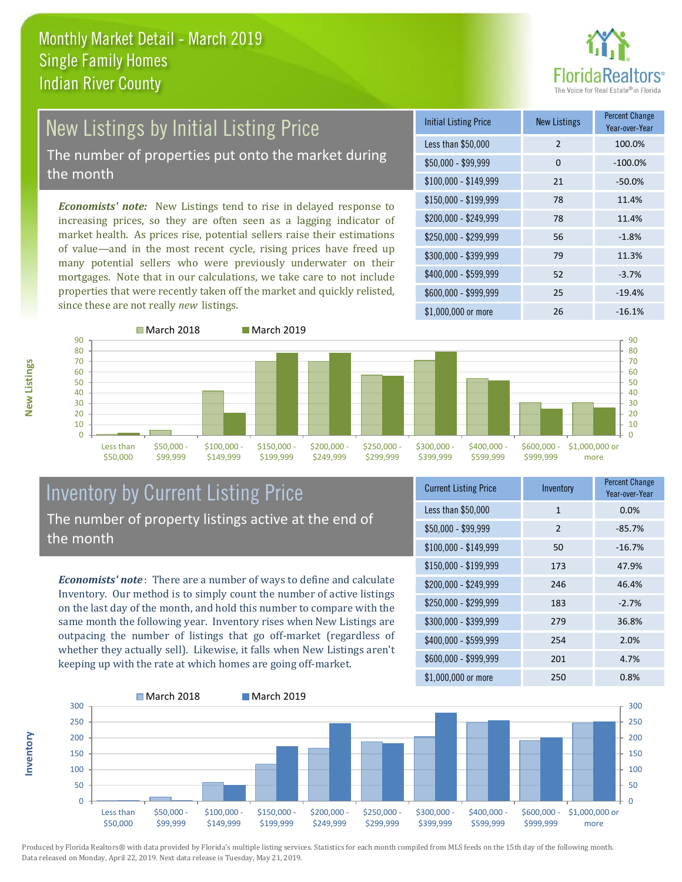# Monthly Market Detail - March 2019
## Single Family Homes
## Indian River County

## New Listings by Initial Listing Price

The number of properties put onto the market during the month

*Economists' note:* New Listings tend to rise in delayed response to increasing prices, so they are often seen as a lagging indicator of market health. As prices rise, potential sellers raise their estimations of value—and in the most recent cycle, rising prices have freed up many potential sellers who were previously underwater on their mortgages. Note that in our calculations, we take care to not include properties that were recently taken off the market and quickly relisted, since these are not really *new* listings.

| Initial Listing Price | New Listings | Percent Change Year-over-Year |
|---|---|---|
| Less than $50,000 | 2 | 100.0% |
| $50,000 - $99,999 | 0 | -100.0% |
| $100,000 - $149,999 | 21 | -50.0% |
| $150,000 - $199,999 | 78 | 11.4% |
| $200,000 - $249,999 | 78 | 11.4% |
| $250,000 - $299,999 | 56 | -1.8% |
| $300,000 - $399,999 | 79 | 11.3% |
| $400,000 - $599,999 | 52 | -3.7% |
| $600,000 - $999,999 | 25 | -19.4% |
| $1,000,000 or more | 26 | -16.1% |

## Inventory by Current Listing Price

The number of property listings active at the end of the month

*Economists' note*: There are a number of ways to define and calculate Inventory. Our method is to simply count the number of active listings on the last day of the month, and hold this number to compare with the same month the following year. Inventory rises when New Listings are outpacing the number of listings that go off-market (regardless of whether they actually sell). Likewise, it falls when New Listings aren't keeping up with the rate at which homes are going off-market.

| Current Listing Price | Inventory | Percent Change Year-over-Year |
|---|---|---|
| Less than $50,000 | 1 | 0.0% |
| $50,000 - $99,999 | 2 | -85.7% |
| $100,000 - $149,999 | 50 | -16.7% |
| $150,000 - $199,999 | 173 | 47.9% |
| $200,000 - $249,999 | 246 | 46.4% |
| $250,000 - $299,999 | 183 | -2.7% |
| $300,000 - $399,999 | 279 | 36.8% |
| $400,000 - $599,999 | 254 | 2.0% |
| $600,000 - $999,999 | 201 | 4.7% |
| $1,000,000 or more | 250 | 0.8% |

Produced by Florida Realtors® with data provided by Florida's multiple listing services. Statistics for each month compiled from MLS feeds on the 15th day of the following month. Data released on Monday, April 22, 2019. Next data release is Tuesday, May 21, 2019.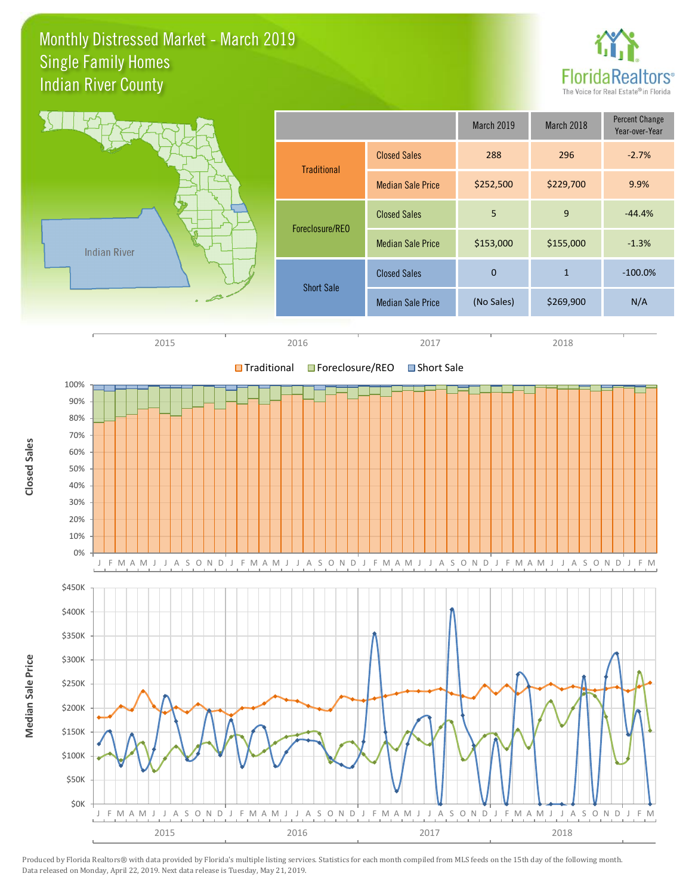# Monthly Distressed Market - March 2019
## Single Family Homes
## Indian River County

FloridaRealtors®
The Voice for Real Estate® in Florida

Indian River

| | | March 2019 | March 2018 | Percent Change Year-over-Year |
|---|---|---|---|---|
| Traditional | Closed Sales | 288 | 296 | -2.7% |
| | Median Sale Price | $252,500 | $229,700 | 9.9% |
| Foreclosure/REO | Closed Sales | 5 | 9 | -44.4% |
| | Median Sale Price | $153,000 | $155,000 | -1.3% |
| Short Sale | Closed Sales | 0 | 1 | -100.0% |
| | Median Sale Price | (No Sales) | $269,900 | N/A |

2015 2016 2017 2018

Traditional Foreclosure/REO Short Sale

Closed Sales

100% 90% 80% 70% 60% 50% 40% 30% 20% 10% 0%

J F M A M J J A S O N D J F M A M J J A S O N D J F M A M J J A S O N D J F M A M J J A S O N D J F M

Median Sale Price

$450K $400K $350K $300K $250K $200K $150K $100K $50K $0K

J F M A M J J A S O N D J F M A M J J A S O N D J F M A M J J A S O N D J F M A M J J A S O N D J F M

2015 2016 2017 2018

Produced by Florida Realtors® with data provided by Florida's multiple listing services. Statistics for each month compiled from MLS feeds on the 15th day of the following month. Data released on Monday, April 22, 2019. Next data release is Tuesday, May 21, 2019.